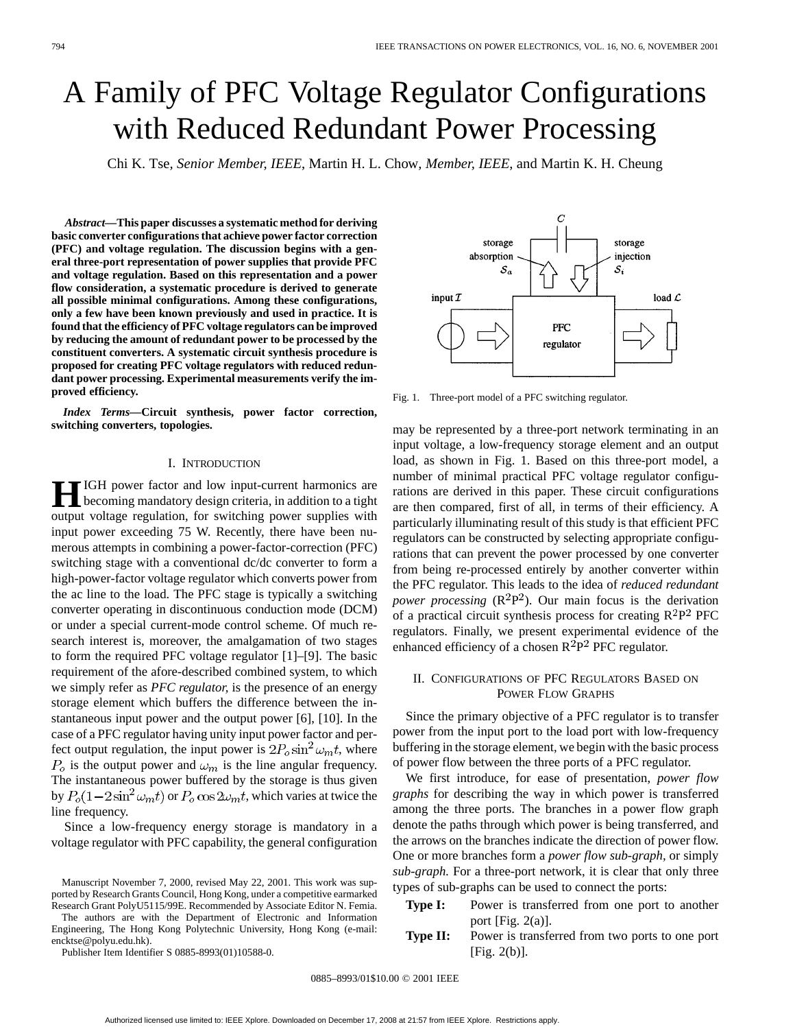# A Family of PFC Voltage Regulator Configurations with Reduced Redundant Power Processing

Chi K. Tse, *Senior Member, IEEE*, Martin H. L. Chow, *Member, IEEE*, and Martin K. H. Cheung

***Abstract*—This paper discusses a systematic method for deriving basic converter configurations that achieve power factor correction (PFC) and voltage regulation. The discussion begins with a general three-port representation of power supplies that provide PFC and voltage regulation. Based on this representation and a power flow consideration, a systematic procedure is derived to generate all possible minimal configurations. Among these configurations, only a few have been known previously and used in practice. It is found that the efficiency of PFC voltage regulators can be improved by reducing the amount of redundant power to be processed by the constituent converters. A systematic circuit synthesis procedure is proposed for creating PFC voltage regulators with reduced redundant power processing. Experimental measurements verify the improved efficiency.**

***Index Terms*—Circuit synthesis, power factor correction, switching converters, topologies.**

## I. Introduction

HIGH power factor and low input-current harmonics are becoming mandatory design criteria, in addition to a tight output voltage regulation, for switching power supplies with input power exceeding 75 W. Recently, there have been numerous attempts in combining a power-factor-correction (PFC) switching stage with a conventional dc/dc converter to form a high-power-factor voltage regulator which converts power from the ac line to the load. The PFC stage is typically a switching converter operating in discontinuous conduction mode (DCM) or under a special current-mode control scheme. Of much research interest is, moreover, the amalgamation of two stages to form the required PFC voltage regulator [1]–[9]. The basic requirement of the afore-described combined system, to which we simply refer as *PFC regulator,* is the presence of an energy storage element which buffers the difference between the instantaneous input power and the output power [6], [10]. In the case of a PFC regulator having unity input power factor and perfect output regulation, the input power is $2P_o \sin^2 \omega_m t$, where $P_o$ is the output power and $\omega_m$ is the line angular frequency. The instantaneous power buffered by the storage is thus given by $P_o(1-2\sin^2\omega_m t)$ or $P_o \cos 2\omega_m t$, which varies at twice the line frequency.

Since a low-frequency energy storage is mandatory in a voltage regulator with PFC capability, the general configuration may be represented by a three-port network terminating in an input voltage, a low-frequency storage element and an output load, as shown in Fig. 1. Based on this three-port model, a number of minimal practical PFC voltage regulator configurations are derived in this paper. These circuit configurations are then compared, first of all, in terms of their efficiency. A particularly illuminating result of this study is that efficient PFC regulators can be constructed by selecting appropriate configurations that can prevent the power processed by one converter from being re-processed entirely by another converter within the PFC regulator. This leads to the idea of *reduced redundant power processing* ($\mathrm{R^2P^2}$). Our main focus is the derivation of a practical circuit synthesis process for creating $\mathrm{R^2P^2}$ PFC regulators. Finally, we present experimental evidence of the enhanced efficiency of a chosen $\mathrm{R^2P^2}$ PFC regulator.

Fig. 1. Three-port model of a PFC switching regulator.

## II. Configurations of PFC Regulators Based on Power Flow Graphs

Since the primary objective of a PFC regulator is to transfer power from the input port to the load port with low-frequency buffering in the storage element, we begin with the basic process of power flow between the three ports of a PFC regulator.

We first introduce, for ease of presentation, *power flow graphs* for describing the way in which power is transferred among the three ports. The branches in a power flow graph denote the paths through which power is being transferred, and the arrows on the branches indicate the direction of power flow. One or more branches form a *power flow sub-graph*, or simply *sub-graph.* For a three-port network, it is clear that only three types of sub-graphs can be used to connect the ports:

**Type I:** Power is transferred from one port to another port [Fig. 2(a)].

**Type II:** Power is transferred from two ports to one port [Fig. 2(b)].

Manuscript November 7, 2000, revised May 22, 2001. This work was supported by Research Grants Council, Hong Kong, under a competitive earmarked Research Grant PolyU5115/99E. Recommended by Associate Editor N. Femia.

The authors are with the Department of Electronic and Information Engineering, The Hong Kong Polytechnic University, Hong Kong (e-mail: encktse@polyu.edu.hk).

Publisher Item Identifier S 0885-8993(01)10588-0.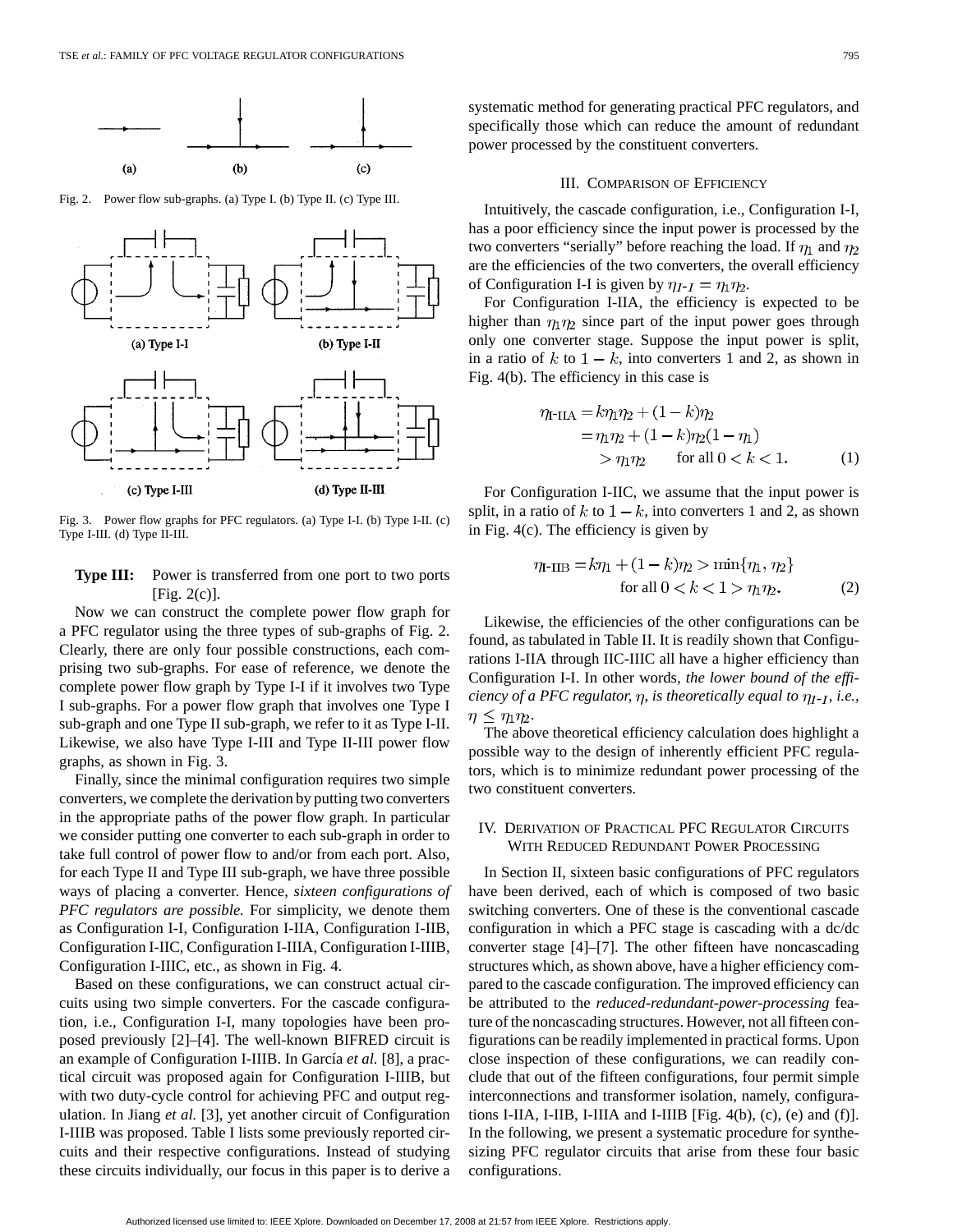Fig. 2. Power flow sub-graphs. (a) Type I. (b) Type II. (c) Type III.

Fig. 3. Power flow graphs for PFC regulators. (a) Type I-I. (b) Type I-II. (c) Type I-III. (d) Type II-III.

**Type III:** Power is transferred from one port to two ports [Fig. 2(c)].

Now we can construct the complete power flow graph for a PFC regulator using the three types of sub-graphs of Fig. 2. Clearly, there are only four possible constructions, each comprising two sub-graphs. For ease of reference, we denote the complete power flow graph by Type I-I if it involves two Type I sub-graphs. For a power flow graph that involves one Type I sub-graph and one Type II sub-graph, we refer to it as Type I-II. Likewise, we also have Type I-III and Type II-III power flow graphs, as shown in Fig. 3.

Finally, since the minimal configuration requires two simple converters, we complete the derivation by putting two converters in the appropriate paths of the power flow graph. In particular we consider putting one converter to each sub-graph in order to take full control of power flow to and/or from each port. Also, for each Type II and Type III sub-graph, we have three possible ways of placing a converter. Hence, *sixteen configurations of PFC regulators are possible.* For simplicity, we denote them as Configuration I-I, Configuration I-IIA, Configuration I-IIB, Configuration I-IIC, Configuration I-IIIA, Configuration I-IIIB, Configuration I-IIIC, etc., as shown in Fig. 4.

Based on these configurations, we can construct actual circuits using two simple converters. For the cascade configuration, i.e., Configuration I-I, many topologies have been proposed previously [2]–[4]. The well-known BIFRED circuit is an example of Configuration I-IIIB. In García *et al.* [8], a practical circuit was proposed again for Configuration I-IIIB, but with two duty-cycle control for achieving PFC and output regulation. In Jiang *et al.* [3], yet another circuit of Configuration I-IIIB was proposed. Table I lists some previously reported circuits and their respective configurations. Instead of studying these circuits individually, our focus in this paper is to derive a systematic method for generating practical PFC regulators, and specifically those which can reduce the amount of redundant power processed by the constituent converters.

## III. Comparison of Efficiency

Intuitively, the cascade configuration, i.e., Configuration I-I, has a poor efficiency since the input power is processed by the two converters "serially" before reaching the load. If $\eta_1$ and $\eta_2$ are the efficiencies of the two converters, the overall efficiency of Configuration I-I is given by $\eta_{I\text{-}I} = \eta_1\eta_2$.

For Configuration I-IIA, the efficiency is expected to be higher than $\eta_1\eta_2$ since part of the input power goes through only one converter stage. Suppose the input power is split, in a ratio of $k$ to $1-k$, into converters 1 and 2, as shown in Fig. 4(b). The efficiency in this case is

$$
\begin{aligned}
\eta_{\text{I-IIA}} &= k\eta_1\eta_2 + (1-k)\eta_2 \\
&= \eta_1\eta_2 + (1-k)\eta_2(1-\eta_1) \\
&> \eta_1\eta_2 \qquad \text{for all } 0 < k < 1. \qquad (1)
\end{aligned}
$$

For Configuration I-IIC, we assume that the input power is split, in a ratio of $k$ to $1-k$, into converters 1 and 2, as shown in Fig. 4(c). The efficiency is given by

$$
\begin{aligned}
\eta_{\text{I-IIB}} = k\eta_1 + (1-k)\eta_2 &> \min\{\eta_1, \eta_2\} \\
\text{for all } 0 < k < 1 &> \eta_1\eta_2. \qquad (2)
\end{aligned}
$$

Likewise, the efficiencies of the other configurations can be found, as tabulated in Table II. It is readily shown that Configurations I-IIA through IIC-IIIC all have a higher efficiency than Configuration I-I. In other words, *the lower bound of the efficiency of a PFC regulator, $\eta$, is theoretically equal to $\eta_{I\text{-}I}$, i.e., $\eta \leq \eta_1\eta_2$.*

The above theoretical efficiency calculation does highlight a possible way to the design of inherently efficient PFC regulators, which is to minimize redundant power processing of the two constituent converters.

## IV. Derivation of Practical PFC Regulator Circuits With Reduced Redundant Power Processing

In Section II, sixteen basic configurations of PFC regulators have been derived, each of which is composed of two basic switching converters. One of these is the conventional cascade configuration in which a PFC stage is cascading with a dc/dc converter stage [4]–[7]. The other fifteen have noncascading structures which, as shown above, have a higher efficiency compared to the cascade configuration. The improved efficiency can be attributed to the *reduced-redundant-power-processing* feature of the noncascading structures. However, not all fifteen configurations can be readily implemented in practical forms. Upon close inspection of these configurations, we can readily conclude that out of the fifteen configurations, four permit simple interconnections and transformer isolation, namely, configurations I-IIA, I-IIB, I-IIIA and I-IIIB [Fig. 4(b), (c), (e) and (f)]. In the following, we present a systematic procedure for synthesizing PFC regulator circuits that arise from these four basic configurations.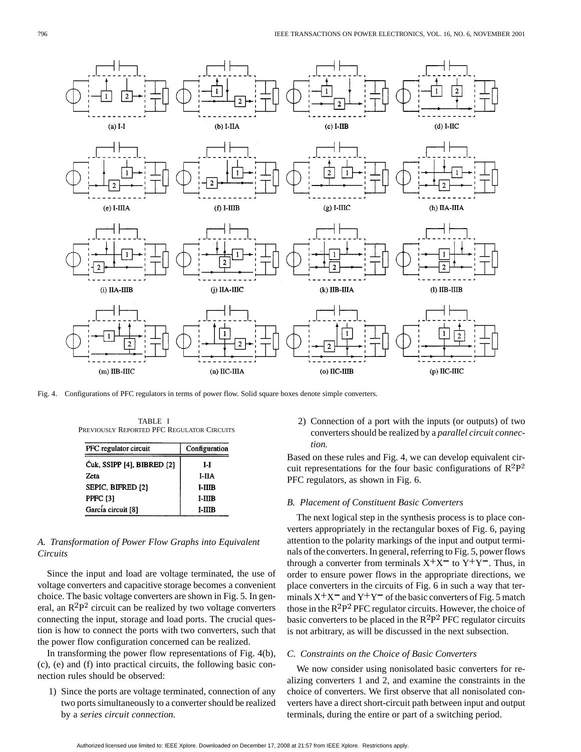(a) I-I (b) I-IIA (c) I-IIB (d) I-IIC

(e) I-IIIA (f) I-IIIB (g) I-IIIC (h) IIA-IIIA

(i) IIA-IIIB (j) IIA-IIIC (k) IIB-IIIA (l) IIB-IIIB

(m) IIB-IIIC (n) IIC-IIIA (o) IIC-IIIB (p) IIC-IIIC

Fig. 4. Configurations of PFC regulators in terms of power flow. Solid square boxes denote simple converters.

TABLE I
PREVIOUSLY REPORTED PFC REGULATOR CIRCUITS

| PFC regulator circuit | Configuration |
|---|---|
| Ćuk, SSIPP [4], BIBRED [2] | I-I |
| Zeta | I-IIA |
| SEPIC, BIFRED [2] | I-IIIB |
| PPFC [3] | I-IIIB |
| García circuit [8] | I-IIIB |

## A. Transformation of Power Flow Graphs into Equivalent Circuits

Since the input and load are voltage terminated, the use of voltage converters and capacitive storage becomes a convenient choice. The basic voltage converters are shown in Fig. 5. In general, an $R^2P^2$ circuit can be realized by two voltage converters connecting the input, storage and load ports. The crucial question is how to connect the ports with two converters, such that the power flow configuration concerned can be realized.

In transforming the power flow representations of Fig. 4(b), (c), (e) and (f) into practical circuits, the following basic connection rules should be observed:

1) Since the ports are voltage terminated, connection of any two ports simultaneously to a converter should be realized by a *series circuit connection.*
2) Connection of a port with the inputs (or outputs) of two converters should be realized by a *parallel circuit connection.*

Based on these rules and Fig. 4, we can develop equivalent circuit representations for the four basic configurations of $R^2P^2$ PFC regulators, as shown in Fig. 6.

## B. Placement of Constituent Basic Converters

The next logical step in the synthesis process is to place converters appropriately in the rectangular boxes of Fig. 6, paying attention to the polarity markings of the input and output terminals of the converters. In general, referring to Fig. 5, power flows through a converter from terminals $X^+X^-$ to $Y^+Y^-$. Thus, in order to ensure power flows in the appropriate directions, we place converters in the circuits of Fig. 6 in such a way that terminals $X^+X^-$ and $Y^+Y^-$ of the basic converters of Fig. 5 match those in the $R^2P^2$ PFC regulator circuits. However, the choice of basic converters to be placed in the $R^2P^2$ PFC regulator circuits is not arbitrary, as will be discussed in the next subsection.

## C. Constraints on the Choice of Basic Converters

We now consider using nonisolated basic converters for realizing converters 1 and 2, and examine the constraints in the choice of converters. We first observe that all nonisolated converters have a direct short-circuit path between input and output terminals, during the entire or part of a switching period.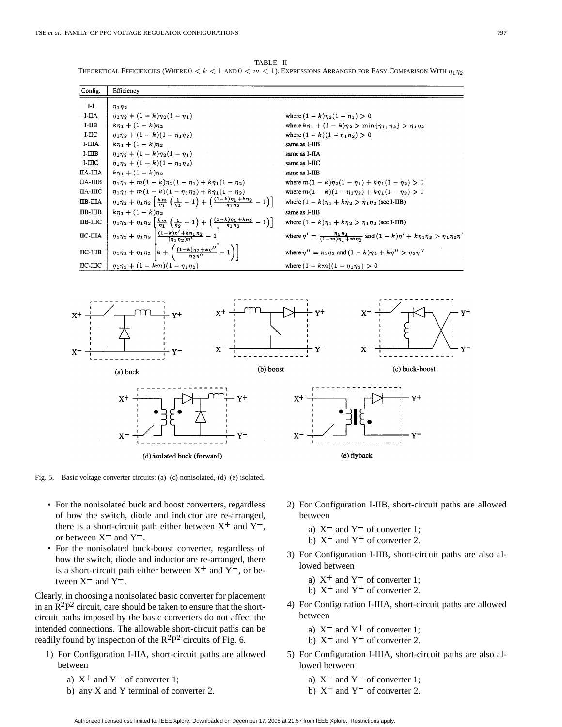TABLE II
THEORETICAL EFFICIENCIES (WHERE $0 < k < 1$ AND $0 < m < 1$). EXPRESSIONS ARRANGED FOR EASY COMPARISON WITH $\eta_1\eta_2$

| Config. | Efficiency | |
|---|---|---|
| I-I | $\eta_1\eta_2$ | |
| I-IIA | $\eta_1\eta_2 + (1-k)\eta_2(1-\eta_1)$ | where $(1-k)\eta_2(1-\eta_1) > 0$ |
| I-IIB | $k\eta_1 + (1-k)\eta_2$ | where $k\eta_1 + (1-k)\eta_2 > \min\{\eta_1, \eta_2\} > \eta_1\eta_2$ |
| I-IIC | $\eta_1\eta_2 + (1-k)(1-\eta_1\eta_2)$ | where $(1-k)(1-\eta_1\eta_2) > 0$ |
| I-IIIA | $k\eta_1 + (1-k)\eta_2$ | same as I-IIB |
| I-IIIB | $\eta_1\eta_2 + (1-k)\eta_2(1-\eta_1)$ | same as I-IIA |
| I-IIIC | $\eta_1\eta_2 + (1-k)(1-\eta_1\eta_2)$ | same as I-IIC |
| IIA-IIIA | $k\eta_1 + (1-k)\eta_2$ | same as I-IIB |
| IIA-IIIB | $\eta_1\eta_2 + m(1-k)\eta_2(1-\eta_1) + k\eta_1(1-\eta_2)$ | where $m(1-k)\eta_2(1-\eta_1) + k\eta_1(1-\eta_2) > 0$ |
| IIA-IIIC | $\eta_1\eta_2 + m(1-k)(1-\eta_1\eta_2) + k\eta_1(1-\eta_2)$ | where $m(1-k)(1-\eta_1\eta_2) + k\eta_1(1-\eta_2) > 0$ |
| IIB-IIIA | $\eta_1\eta_2 + \eta_1\eta_2\left[\frac{km}{\eta_1}\left(\frac{1}{\eta_2}-1\right) + \left(\frac{(1-k)\eta_1+k\eta_2}{\eta_1\eta_2}-1\right)\right]$ | where $(1-k)\eta_1 + k\eta_2 > \eta_1\eta_2$ (see I-IIB) |
| IIB-IIIB | $k\eta_1 + (1-k)\eta_2$ | same as I-IIB |
| IIB-IIIC | $\eta_1\eta_2 + \eta_1\eta_2\left[\frac{km}{\eta_1}\left(\frac{1}{\eta_2}-1\right) + \left(\frac{(1-k)\eta_1+k\eta_2}{\eta_1\eta_2}-1\right)\right]$ | where $(1-k)\eta_1 + k\eta_2 > \eta_1\eta_2$ (see I-IIB) |
| IIC-IIIA | $\eta_1\eta_2 + \eta_1\eta_2\left[\frac{(1-k)\eta'+k\eta_1\eta_2}{(\eta_1\eta_2)\eta'} - 1\right]$ | where $\eta' = \frac{\eta_1\eta_2}{(1-m)\eta_1+m\eta_2}$ and $(1-k)\eta' + k\eta_1\eta_2 > \eta_1\eta_2\eta'$ |
| IIC-IIIB | $\eta_1\eta_2 + \eta_1\eta_2\left[k + \left(\frac{(1-k)\eta_2+k\eta''}{\eta_2\eta''} - 1\right)\right]$ | where $\eta'' = \eta_1\eta_2$ and $(1-k)\eta_2 + k\eta'' > \eta_2\eta''$ |
| IIC-IIIC | $\eta_1\eta_2 + (1-km)(1-\eta_1\eta_2)$ | where $(1-km)(1-\eta_1\eta_2) > 0$ |

(a) buck (b) boost (c) buck-boost (d) isolated buck (forward) (e) flyback

Fig. 5. Basic voltage converter circuits: (a)–(c) nonisolated, (d)–(e) isolated.

- For the nonisolated buck and boost converters, regardless of how the switch, diode and inductor are re-arranged, there is a short-circuit path either between $X^+$ and $Y^+$, or between $X^-$ and $Y^-$.
- For the nonisolated buck-boost converter, regardless of how the switch, diode and inductor are re-arranged, there is a short-circuit path either between $X^+$ and $Y^-$, or between $X^-$ and $Y^+$.

Clearly, in choosing a nonisolated basic converter for placement in an $R^2P^2$ circuit, care should be taken to ensure that the short-circuit paths imposed by the basic converters do not affect the intended connections. The allowable short-circuit paths can be readily found by inspection of the $R^2P^2$ circuits of Fig. 6.

1) For Configuration I-IIA, short-circuit paths are allowed between
   a) $X^+$ and $Y^-$ of converter 1;
   b) any X and Y terminal of converter 2.
2) For Configuration I-IIB, short-circuit paths are allowed between
   a) $X^-$ and $Y^-$ of converter 1;
   b) $X^-$ and $Y^+$ of converter 2.
3) For Configuration I-IIB, short-circuit paths are also allowed between
   a) $X^+$ and $Y^-$ of converter 1;
   b) $X^+$ and $Y^+$ of converter 2.
4) For Configuration I-IIIA, short-circuit paths are allowed between
   a) $X^-$ and $Y^+$ of converter 1;
   b) $X^+$ and $Y^+$ of converter 2.
5) For Configuration I-IIIA, short-circuit paths are also allowed between
   a) $X^-$ and $Y^-$ of converter 1;
   b) $X^+$ and $Y^-$ of converter 2.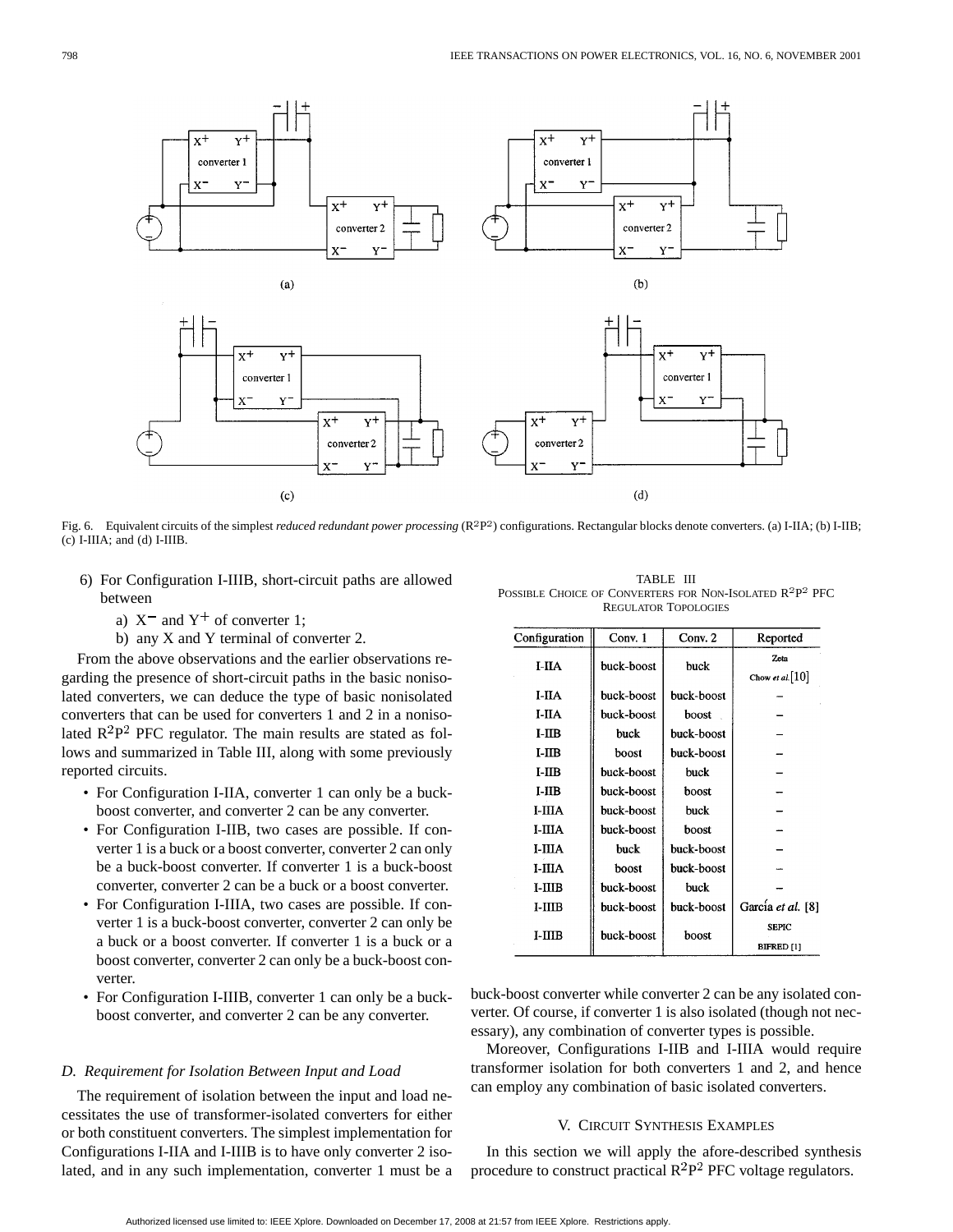Fig. 6. Equivalent circuits of the simplest *reduced redundant power processing* ($R^2P^2$) configurations. Rectangular blocks denote converters. (a) I-IIA; (b) I-IIB; (c) I-IIIA; and (d) I-IIIB.

6) For Configuration I-IIIB, short-circuit paths are allowed between
   a) $X^-$ and $Y^+$ of converter 1;
   b) any X and Y terminal of converter 2.

From the above observations and the earlier observations regarding the presence of short-circuit paths in the basic nonisolated converters, we can deduce the type of basic nonisolated converters that can be used for converters 1 and 2 in a nonisolated $R^2P^2$ PFC regulator. The main results are stated as follows and summarized in Table III, along with some previously reported circuits.

- For Configuration I-IIA, converter 1 can only be a buck-boost converter, and converter 2 can be any converter.
- For Configuration I-IIB, two cases are possible. If converter 1 is a buck or a boost converter, converter 2 can only be a buck-boost converter. If converter 1 is a buck-boost converter, converter 2 can be a buck or a boost converter.
- For Configuration I-IIIA, two cases are possible. If converter 1 is a buck-boost converter, converter 2 can only be a buck or a boost converter. If converter 1 is a buck or a boost converter, converter 2 can only be a buck-boost converter.
- For Configuration I-IIIB, converter 1 can only be a buck-boost converter, and converter 2 can be any converter.

### D. Requirement for Isolation Between Input and Load

The requirement of isolation between the input and load necessitates the use of transformer-isolated converters for either or both constituent converters. The simplest implementation for Configurations I-IIA and I-IIIB is to have only converter 2 isolated, and in any such implementation, converter 1 must be a buck-boost converter while converter 2 can be any isolated converter. Of course, if converter 1 is also isolated (though not necessary), any combination of converter types is possible.

Moreover, Configurations I-IIB and I-IIIA would require transformer isolation for both converters 1 and 2, and hence can employ any combination of basic isolated converters.

TABLE III
POSSIBLE CHOICE OF CONVERTERS FOR NON-ISOLATED $R^2P^2$ PFC REGULATOR TOPOLOGIES

| Configuration | Conv. 1 | Conv. 2 | Reported |
|---|---|---|---|
| I-IIA | buck-boost | buck | Zeta Chow *et al.* [10] |
| I-IIA | buck-boost | buck-boost | – |
| I-IIA | buck-boost | boost | – |
| I-IIB | buck | buck-boost | – |
| I-IIB | boost | buck-boost | – |
| I-IIB | buck-boost | buck | – |
| I-IIB | buck-boost | boost | – |
| I-IIIA | buck-boost | buck | – |
| I-IIIA | buck-boost | boost | – |
| I-IIIA | buck | buck-boost | – |
| I-IIIA | boost | buck-boost | – |
| I-IIIB | buck-boost | buck | – |
| I-IIIB | buck-boost | buck-boost | García *et al.* [8] |
| I-IIIB | buck-boost | boost | SEPIC BIFRED [1] |

## V. CIRCUIT SYNTHESIS EXAMPLES

In this section we will apply the afore-described synthesis procedure to construct practical $R^2P^2$ PFC voltage regulators.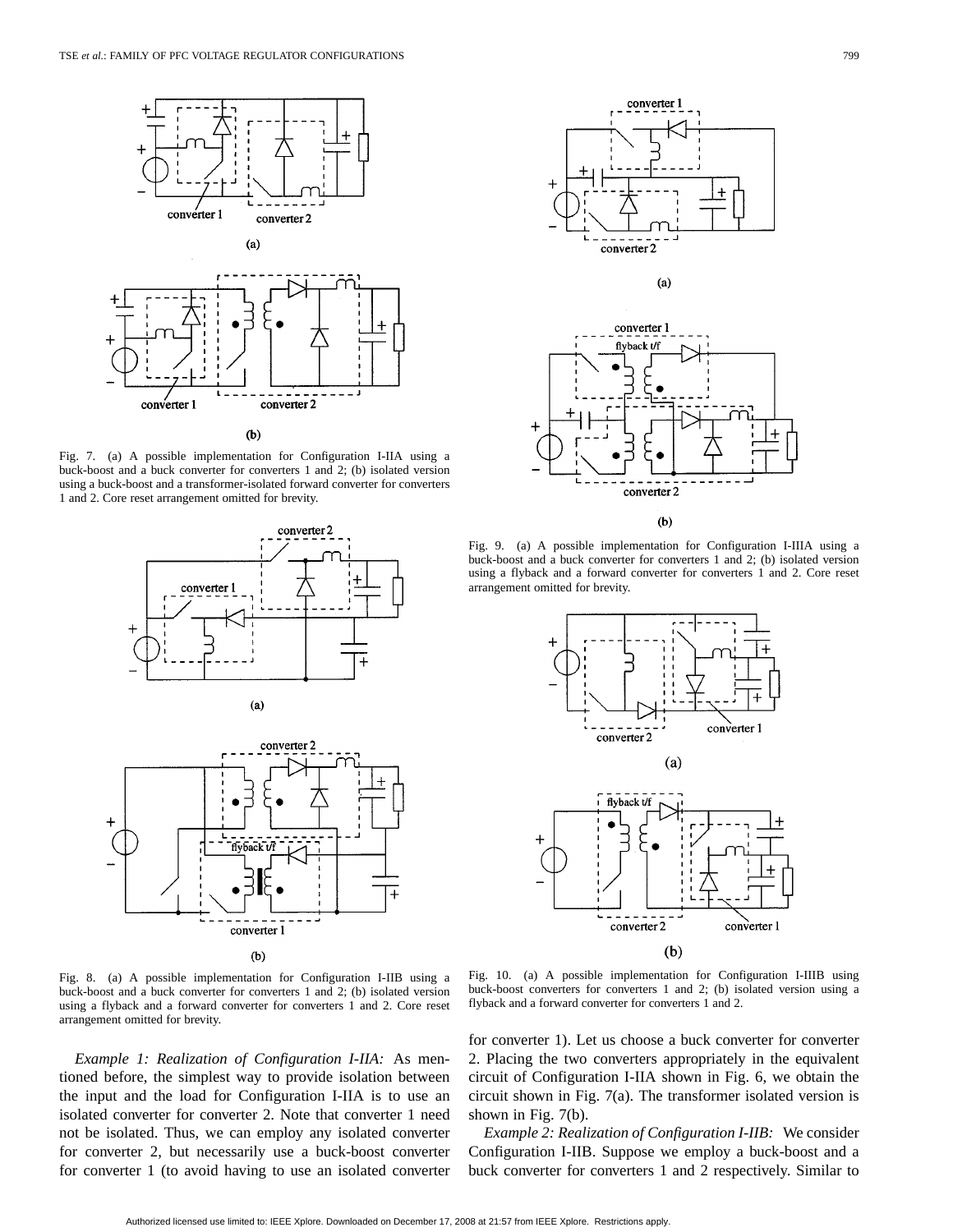Fig. 7. (a) A possible implementation for Configuration I-IIA using a buck-boost and a buck converter for converters 1 and 2; (b) isolated version using a buck-boost and a transformer-isolated forward converter for converters 1 and 2. Core reset arrangement omitted for brevity.

Fig. 8. (a) A possible implementation for Configuration I-IIB using a buck-boost and a buck converter for converters 1 and 2; (b) isolated version using a flyback and a forward converter for converters 1 and 2. Core reset arrangement omitted for brevity.

Fig. 9. (a) A possible implementation for Configuration I-IIIA using a buck-boost and a buck converter for converters 1 and 2; (b) isolated version using a flyback and a forward converter for converters 1 and 2. Core reset arrangement omitted for brevity.

Fig. 10. (a) A possible implementation for Configuration I-IIIB using buck-boost converters for converters 1 and 2; (b) isolated version using a flyback and a forward converter for converters 1 and 2.

*Example 1: Realization of Configuration I-IIA:* As mentioned before, the simplest way to provide isolation between the input and the load for Configuration I-IIA is to use an isolated converter for converter 2. Note that converter 1 need not be isolated. Thus, we can employ any isolated converter for converter 2, but necessarily use a buck-boost converter for converter 1 (to avoid having to use an isolated converter for converter 1). Let us choose a buck converter for converter 2. Placing the two converters appropriately in the equivalent circuit of Configuration I-IIA shown in Fig. 6, we obtain the circuit shown in Fig. 7(a). The transformer isolated version is shown in Fig. 7(b).

*Example 2: Realization of Configuration I-IIB:* We consider Configuration I-IIB. Suppose we employ a buck-boost and a buck converter for converters 1 and 2 respectively. Similar to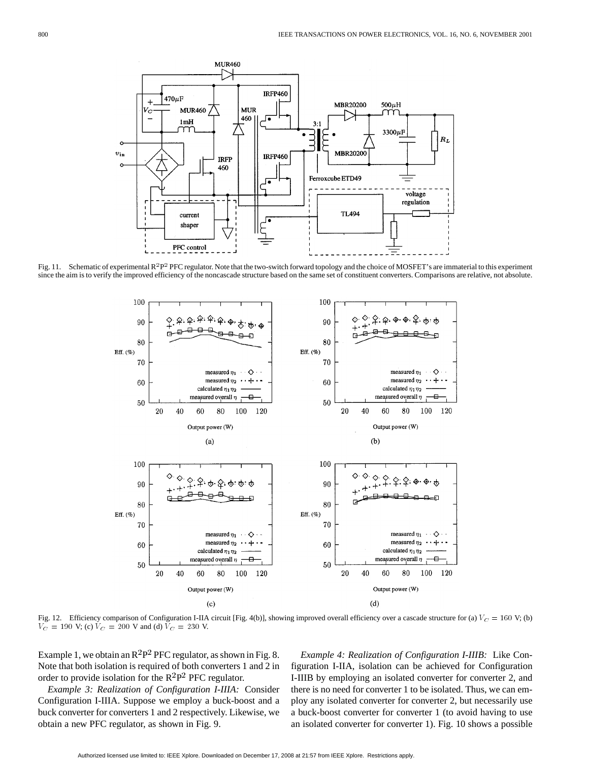Fig. 11. Schematic of experimental $R^2P^2$ PFC regulator. Note that the two-switch forward topology and the choice of MOSFET's are immaterial to this experiment since the aim is to verify the improved efficiency of the noncascade structure based on the same set of constituent converters. Comparisons are relative, not absolute.

Fig. 12. Efficiency comparison of Configuration I-IIA circuit [Fig. 4(b)], showing improved overall efficiency over a cascade structure for (a) $V_C = 160$ V; (b) $V_C = 190$ V; (c) $V_C = 200$ V and (d) $V_C = 230$ V.

Example 1, we obtain an $R^2P^2$ PFC regulator, as shown in Fig. 8. Note that both isolation is required of both converters 1 and 2 in order to provide isolation for the $R^2P^2$ PFC regulator.

*Example 3: Realization of Configuration I-IIIA:* Consider Configuration I-IIIA. Suppose we employ a buck-boost and a buck converter for converters 1 and 2 respectively. Likewise, we obtain a new PFC regulator, as shown in Fig. 9.

*Example 4: Realization of Configuration I-IIIB:* Like Configuration I-IIA, isolation can be achieved for Configuration I-IIIB by employing an isolated converter for converter 2, and there is no need for converter 1 to be isolated. Thus, we can employ any isolated converter for converter 2, but necessarily use a buck-boost converter for converter 1 (to avoid having to use an isolated converter for converter 1). Fig. 10 shows a possible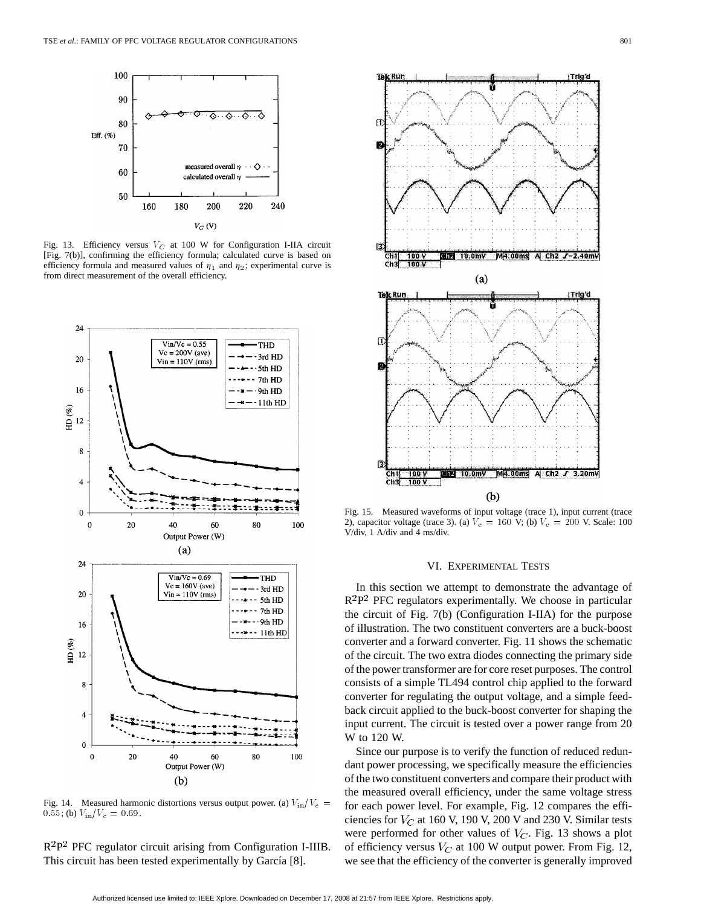Fig. 13. Efficiency versus $V_C$ at 100 W for Configuration I-IIA circuit [Fig. 7(b)], confirming the efficiency formula; calculated curve is based on efficiency formula and measured values of $\eta_1$ and $\eta_2$; experimental curve is from direct measurement of the overall efficiency.

Fig. 14. Measured harmonic distortions versus output power. (a) $V_{\rm in}/V_c = 0.55$; (b) $V_{\rm in}/V_c = 0.69$.

$R^2P^2$ PFC regulator circuit arising from Configuration I-IIIB. This circuit has been tested experimentally by García [8].

Fig. 15. Measured waveforms of input voltage (trace 1), input current (trace 2), capacitor voltage (trace 3). (a) $V_c = 160$ V; (b) $V_c = 200$ V. Scale: 100 V/div, 1 A/div and 4 ms/div.

## VI. Experimental Tests

In this section we attempt to demonstrate the advantage of $R^2P^2$ PFC regulators experimentally. We choose in particular the circuit of Fig. 7(b) (Configuration I-IIA) for the purpose of illustration. The two constituent converters are a buck-boost converter and a forward converter. Fig. 11 shows the schematic of the circuit. The two extra diodes connecting the primary side of the power transformer are for core reset purposes. The control consists of a simple TL494 control chip applied to the forward converter for regulating the output voltage, and a simple feedback circuit applied to the buck-boost converter for shaping the input current. The circuit is tested over a power range from 20 W to 120 W.

Since our purpose is to verify the function of reduced redundant power processing, we specifically measure the efficiencies of the two constituent converters and compare their product with the measured overall efficiency, under the same voltage stress for each power level. For example, Fig. 12 compares the efficiencies for $V_C$ at 160 V, 190 V, 200 V and 230 V. Similar tests were performed for other values of $V_C$. Fig. 13 shows a plot of efficiency versus $V_C$ at 100 W output power. From Fig. 12, we see that the efficiency of the converter is generally improved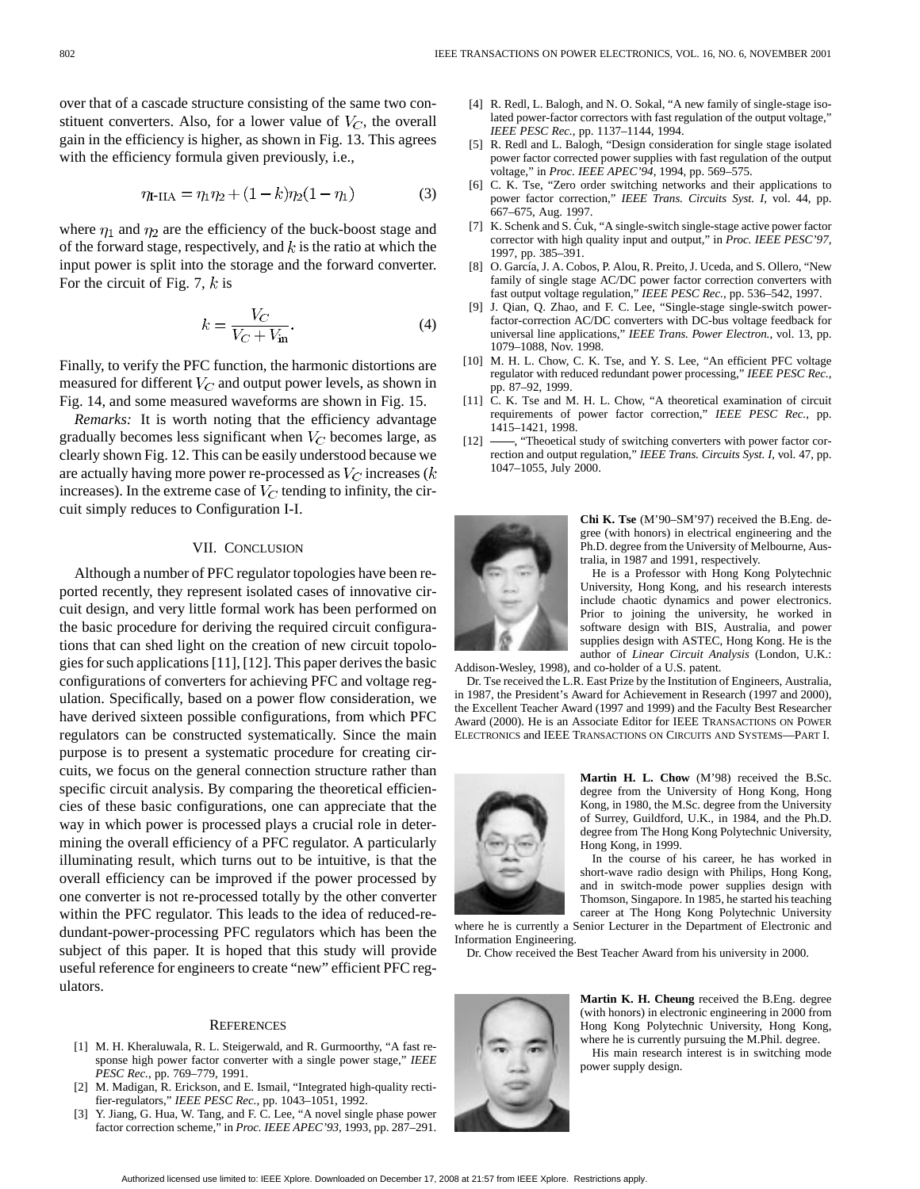over that of a cascade structure consisting of the same two constituent converters. Also, for a lower value of $V_C$, the overall gain in the efficiency is higher, as shown in Fig. 13. This agrees with the efficiency formula given previously, i.e.,

$$\eta_{\text{I-IIA}} = \eta_1\eta_2 + (1-k)\eta_2(1-\eta_1) \tag{3}$$

where $\eta_1$ and $\eta_2$ are the efficiency of the buck-boost stage and of the forward stage, respectively, and $k$ is the ratio at which the input power is split into the storage and the forward converter. For the circuit of Fig. 7, $k$ is

$$k = \frac{V_C}{V_C + V_{\text{in}}}. \tag{4}$$

Finally, to verify the PFC function, the harmonic distortions are measured for different $V_C$ and output power levels, as shown in Fig. 14, and some measured waveforms are shown in Fig. 15.

*Remarks:* It is worth noting that the efficiency advantage gradually becomes less significant when $V_C$ becomes large, as clearly shown Fig. 12. This can be easily understood because we are actually having more power re-processed as $V_C$ increases ($k$ increases). In the extreme case of $V_C$ tending to infinity, the circuit simply reduces to Configuration I-I.

## VII. Conclusion

Although a number of PFC regulator topologies have been reported recently, they represent isolated cases of innovative circuit design, and very little formal work has been performed on the basic procedure for deriving the required circuit configurations that can shed light on the creation of new circuit topologies for such applications [11], [12]. This paper derives the basic configurations of converters for achieving PFC and voltage regulation. Specifically, based on a power flow consideration, we have derived sixteen possible configurations, from which PFC regulators can be constructed systematically. Since the main purpose is to present a systematic procedure for creating circuits, we focus on the general connection structure rather than specific circuit analysis. By comparing the theoretical efficiencies of these basic configurations, one can appreciate that the way in which power is processed plays a crucial role in determining the overall efficiency of a PFC regulator. A particularly illuminating result, which turns out to be intuitive, is that the overall efficiency can be improved if the power processed by one converter is not re-processed totally by the other converter within the PFC regulator. This leads to the idea of reduced-redundant-power-processing PFC regulators which has been the subject of this paper. It is hoped that this study will provide useful reference for engineers to create "new" efficient PFC regulators.

## References

[1] M. H. Kheraluwala, R. L. Steigerwald, and R. Gurmoorthy, "A fast response high power factor converter with a single power stage," *IEEE PESC Rec.*, pp. 769–779, 1991.

[2] M. Madigan, R. Erickson, and E. Ismail, "Integrated high-quality rectifier-regulators," *IEEE PESC Rec.*, pp. 1043–1051, 1992.

[3] Y. Jiang, G. Hua, W. Tang, and F. C. Lee, "A novel single phase power factor correction scheme," in *Proc. IEEE APEC'93*, 1993, pp. 287–291.

[4] R. Redl, L. Balogh, and N. O. Sokal, "A new family of single-stage isolated power-factor correctors with fast regulation of the output voltage," *IEEE PESC Rec.*, pp. 1137–1144, 1994.

[5] R. Redl and L. Balogh, "Design consideration for single stage isolated power factor corrected power supplies with fast regulation of the output voltage," in *Proc. IEEE APEC'94*, 1994, pp. 569–575.

[6] C. K. Tse, "Zero order switching networks and their applications to power factor correction," *IEEE Trans. Circuits Syst. I*, vol. 44, pp. 667–675, Aug. 1997.

[7] K. Schenk and S. Ćuk, "A single-switch single-stage active power factor corrector with high quality input and output," in *Proc. IEEE PESC'97*, 1997, pp. 385–391.

[8] O. García, J. A. Cobos, P. Alou, R. Preito, J. Uceda, and S. Ollero, "New family of single stage AC/DC power factor correction converters with fast output voltage regulation," *IEEE PESC Rec.*, pp. 536–542, 1997.

[9] J. Qian, Q. Zhao, and F. C. Lee, "Single-stage single-switch power-factor-correction AC/DC converters with DC-bus voltage feedback for universal line applications," *IEEE Trans. Power Electron.*, vol. 13, pp. 1079–1088, Nov. 1998.

[10] M. H. L. Chow, C. K. Tse, and Y. S. Lee, "An efficient PFC voltage regulator with reduced redundant power processing," *IEEE PESC Rec.*, pp. 87–92, 1999.

[11] C. K. Tse and M. H. L. Chow, "A theoretical examination of circuit requirements of power factor correction," *IEEE PESC Rec.*, pp. 1415–1421, 1998.

[12] ——, "Theoetical study of switching converters with power factor correction and output regulation," *IEEE Trans. Circuits Syst. I*, vol. 47, pp. 1047–1055, July 2000.

**Chi K. Tse** (M'90–SM'97) received the B.Eng. degree (with honors) in electrical engineering and the Ph.D. degree from the University of Melbourne, Australia, in 1987 and 1991, respectively.

He is a Professor with Hong Kong Polytechnic University, Hong Kong, and his research interests include chaotic dynamics and power electronics. Prior to joining the university, he worked in software design with BIS, Australia, and power supplies design with ASTEC, Hong Kong. He is the author of *Linear Circuit Analysis* (London, U.K.: Addison-Wesley, 1998), and co-holder of a U.S. patent.

Dr. Tse received the L.R. East Prize by the Institution of Engineers, Australia, in 1987, the President's Award for Achievement in Research (1997 and 2000), the Excellent Teacher Award (1997 and 1999) and the Faculty Best Researcher Award (2000). He is an Associate Editor for IEEE Transactions on Power Electronics and IEEE Transactions on Circuits and Systems—Part I.

**Martin H. L. Chow** (M'98) received the B.Sc. degree from the University of Hong Kong, Hong Kong, in 1980, the M.Sc. degree from the University of Surrey, Guildford, U.K., in 1984, and the Ph.D. degree from The Hong Kong Polytechnic University, Hong Kong, in 1999.

In the course of his career, he has worked in short-wave radio design with Philips, Hong Kong, and in switch-mode power supplies design with Thomson, Singapore. In 1985, he started his teaching career at The Hong Kong Polytechnic University where he is currently a Senior Lecturer in the Department of Electronic and Information Engineering.

Dr. Chow received the Best Teacher Award from his university in 2000.

**Martin K. H. Cheung** received the B.Eng. degree (with honors) in electronic engineering in 2000 from Hong Kong Polytechnic University, Hong Kong, where he is currently pursuing the M.Phil. degree.

His main research interest is in switching mode power supply design.